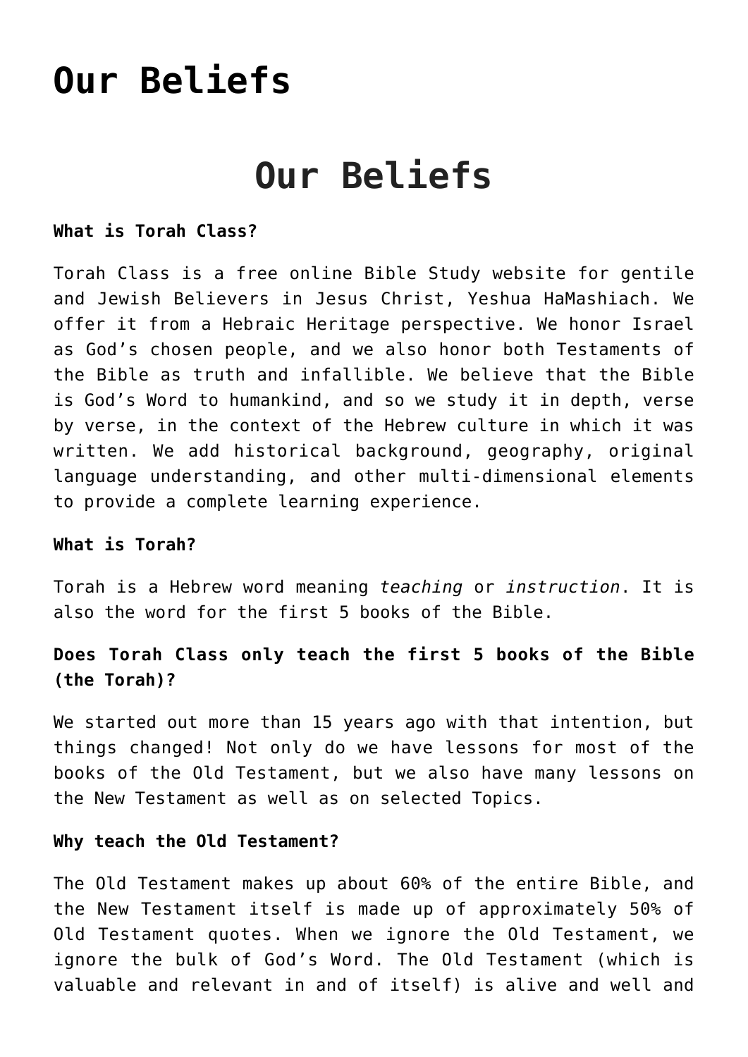# Our Beliefs

# Our Beliefs

**What is Torah Class?**

Torah Class is a free online Bible Study website for gentile and Jewish Believers in Jesus Christ, Yeshua HaMashiach. We offer it from a Hebraic Heritage perspective. We honor Israel as God's chosen people, and we also honor both Testaments of the Bible as truth and infallible. We believe that the Bible is God's Word to humankind, and so we study it in depth, verse by verse, in the context of the Hebrew culture in which it was written. We add historical background, geography, original language understanding, and other multi-dimensional elements to provide a complete learning experience.

**What is Torah?**

Torah is a Hebrew word meaning *teaching* or *instruction*. It is also the word for the first 5 books of the Bible.

**Does Torah Class only teach the first 5 books of the Bible (the Torah)?**

We started out more than 15 years ago with that intention, but things changed! Not only do we have lessons for most of the books of the Old Testament, but we also have many lessons on the New Testament as well as on selected Topics.

**Why teach the Old Testament?**

The Old Testament makes up about 60% of the entire Bible, and the New Testament itself is made up of approximately 50% of Old Testament quotes. When we ignore the Old Testament, we ignore the bulk of God's Word. The Old Testament (which is valuable and relevant in and of itself) is alive and well and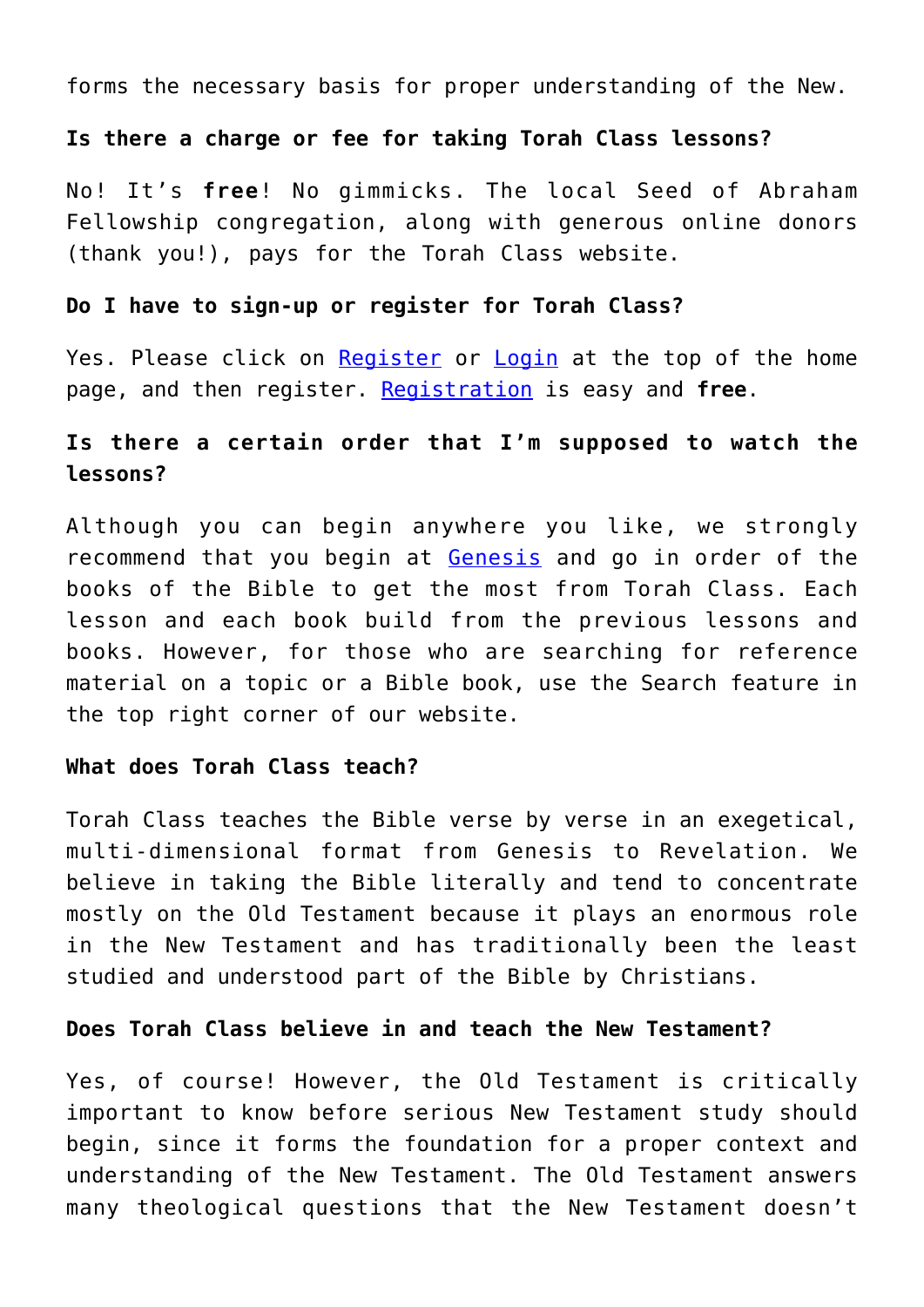forms the necessary basis for proper understanding of the New.

**Is there a charge or fee for taking Torah Class lessons?**

No! It's **free**! No gimmicks. The local Seed of Abraham Fellowship congregation, along with generous online donors (thank you!), pays for the Torah Class website.

**Do I have to sign-up or register for Torah Class?**

Yes. Please click on Register or Login at the top of the home page, and then register. Registration is easy and **free**.

**Is there a certain order that I'm supposed to watch the lessons?**

Although you can begin anywhere you like, we strongly recommend that you begin at Genesis and go in order of the books of the Bible to get the most from Torah Class. Each lesson and each book build from the previous lessons and books. However, for those who are searching for reference material on a topic or a Bible book, use the Search feature in the top right corner of our website.

**What does Torah Class teach?**

Torah Class teaches the Bible verse by verse in an exegetical, multi-dimensional format from Genesis to Revelation. We believe in taking the Bible literally and tend to concentrate mostly on the Old Testament because it plays an enormous role in the New Testament and has traditionally been the least studied and understood part of the Bible by Christians.

**Does Torah Class believe in and teach the New Testament?**

Yes, of course! However, the Old Testament is critically important to know before serious New Testament study should begin, since it forms the foundation for a proper context and understanding of the New Testament. The Old Testament answers many theological questions that the New Testament doesn't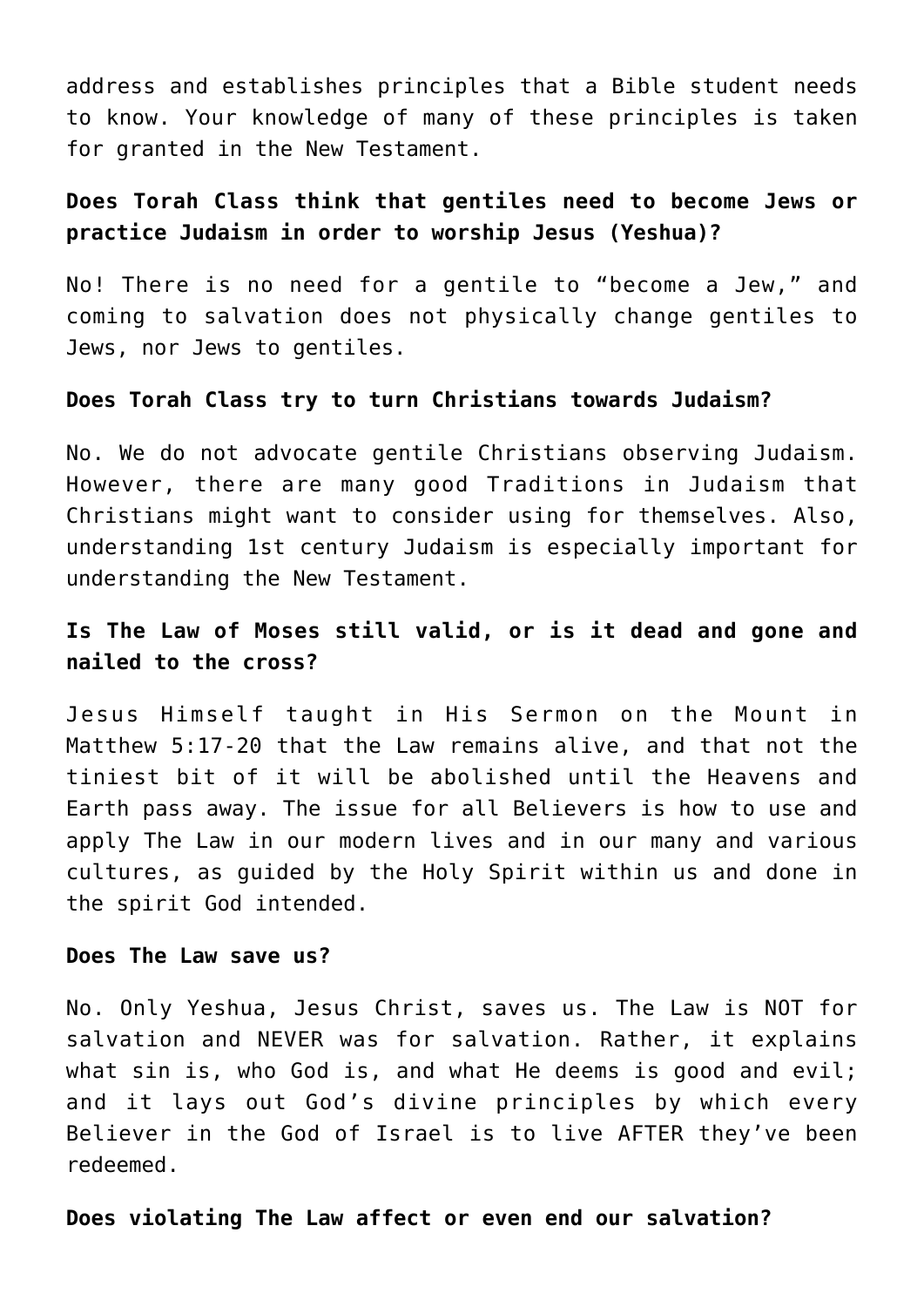address and establishes principles that a Bible student needs to know. Your knowledge of many of these principles is taken for granted in the New Testament.

**Does Torah Class think that gentiles need to become Jews or practice Judaism in order to worship Jesus (Yeshua)?**

No! There is no need for a gentile to "become a Jew," and coming to salvation does not physically change gentiles to Jews, nor Jews to gentiles.

**Does Torah Class try to turn Christians towards Judaism?**

No. We do not advocate gentile Christians observing Judaism. However, there are many good Traditions in Judaism that Christians might want to consider using for themselves. Also, understanding 1st century Judaism is especially important for understanding the New Testament.

**Is The Law of Moses still valid, or is it dead and gone and nailed to the cross?**

Jesus Himself taught in His Sermon on the Mount in Matthew 5:17-20 that the Law remains alive, and that not the tiniest bit of it will be abolished until the Heavens and Earth pass away. The issue for all Believers is how to use and apply The Law in our modern lives and in our many and various cultures, as guided by the Holy Spirit within us and done in the spirit God intended.

**Does The Law save us?**

No. Only Yeshua, Jesus Christ, saves us. The Law is NOT for salvation and NEVER was for salvation. Rather, it explains what sin is, who God is, and what He deems is good and evil; and it lays out God's divine principles by which every Believer in the God of Israel is to live AFTER they've been redeemed.

**Does violating The Law affect or even end our salvation?**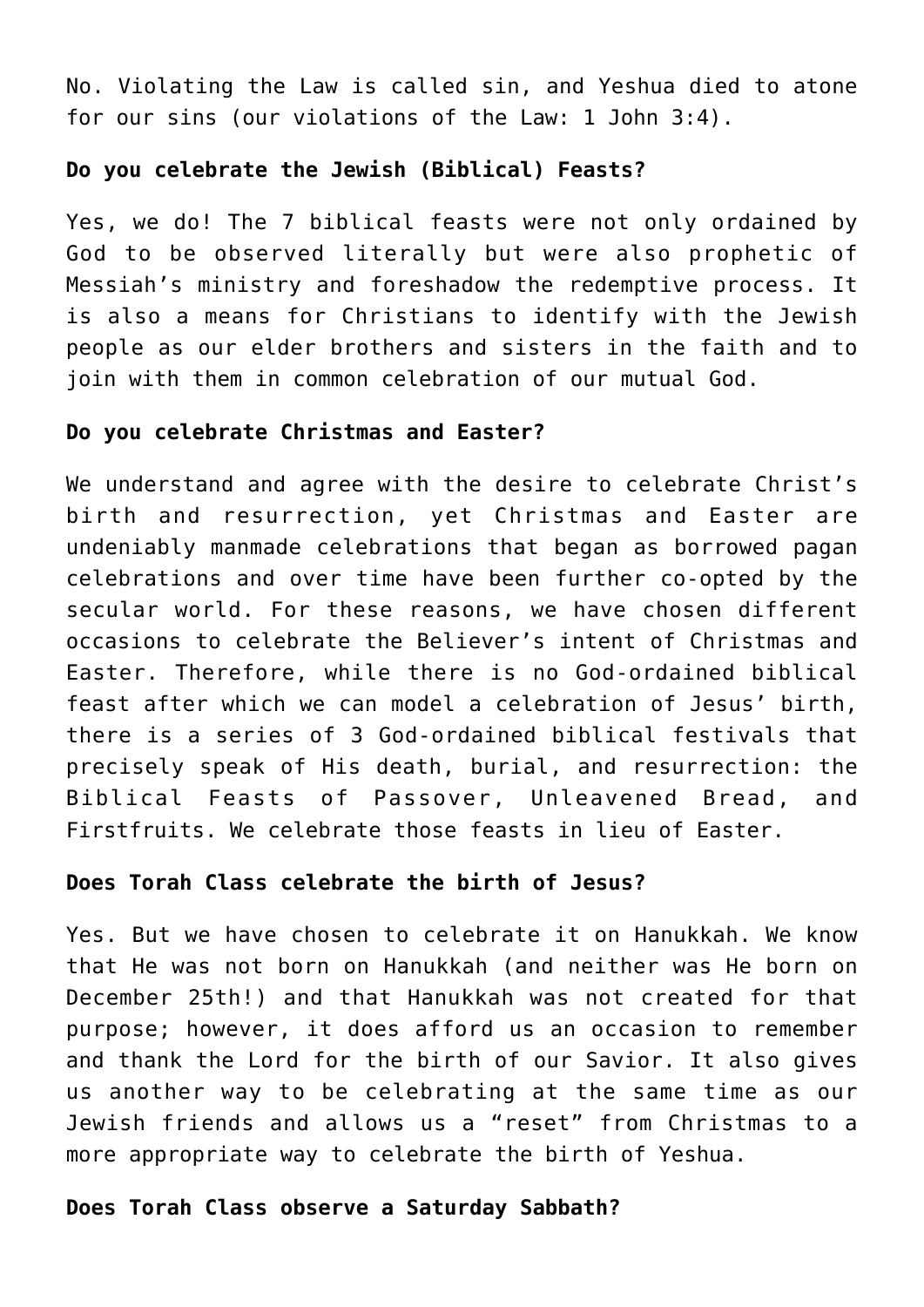No. Violating the Law is called sin, and Yeshua died to atone for our sins (our violations of the Law: 1 John 3:4).

**Do you celebrate the Jewish (Biblical) Feasts?**

Yes, we do! The 7 biblical feasts were not only ordained by God to be observed literally but were also prophetic of Messiah's ministry and foreshadow the redemptive process. It is also a means for Christians to identify with the Jewish people as our elder brothers and sisters in the faith and to join with them in common celebration of our mutual God.

**Do you celebrate Christmas and Easter?**

We understand and agree with the desire to celebrate Christ's birth and resurrection, yet Christmas and Easter are undeniably manmade celebrations that began as borrowed pagan celebrations and over time have been further co-opted by the secular world. For these reasons, we have chosen different occasions to celebrate the Believer's intent of Christmas and Easter. Therefore, while there is no God-ordained biblical feast after which we can model a celebration of Jesus' birth, there is a series of 3 God-ordained biblical festivals that precisely speak of His death, burial, and resurrection: the Biblical Feasts of Passover, Unleavened Bread, and Firstfruits. We celebrate those feasts in lieu of Easter.

**Does Torah Class celebrate the birth of Jesus?**

Yes. But we have chosen to celebrate it on Hanukkah. We know that He was not born on Hanukkah (and neither was He born on December 25th!) and that Hanukkah was not created for that purpose; however, it does afford us an occasion to remember and thank the Lord for the birth of our Savior. It also gives us another way to be celebrating at the same time as our Jewish friends and allows us a "reset" from Christmas to a more appropriate way to celebrate the birth of Yeshua.

**Does Torah Class observe a Saturday Sabbath?**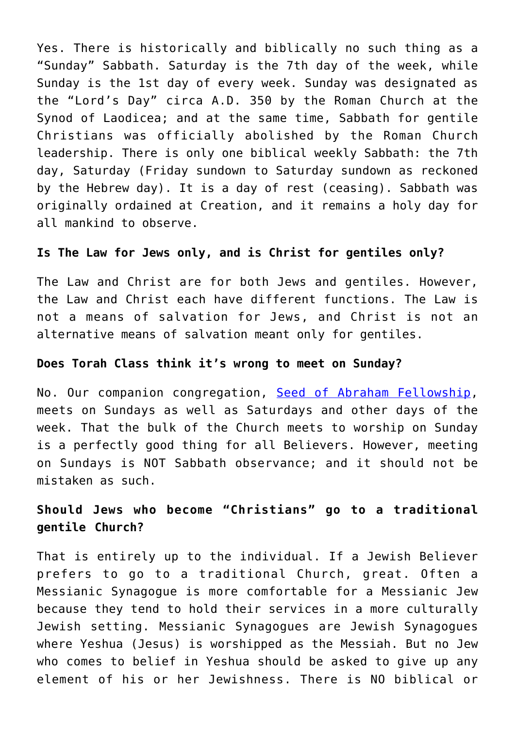Yes. There is historically and biblically no such thing as a "Sunday" Sabbath. Saturday is the 7th day of the week, while Sunday is the 1st day of every week. Sunday was designated as the "Lord's Day" circa A.D. 350 by the Roman Church at the Synod of Laodicea; and at the same time, Sabbath for gentile Christians was officially abolished by the Roman Church leadership. There is only one biblical weekly Sabbath: the 7th day, Saturday (Friday sundown to Saturday sundown as reckoned by the Hebrew day). It is a day of rest (ceasing). Sabbath was originally ordained at Creation, and it remains a holy day for all mankind to observe.

**Is The Law for Jews only, and is Christ for gentiles only?**

The Law and Christ are for both Jews and gentiles. However, the Law and Christ each have different functions. The Law is not a means of salvation for Jews, and Christ is not an alternative means of salvation meant only for gentiles.

**Does Torah Class think it's wrong to meet on Sunday?**

No. Our companion congregation, [Seed of Abraham Fellowship](), meets on Sundays as well as Saturdays and other days of the week. That the bulk of the Church meets to worship on Sunday is a perfectly good thing for all Believers. However, meeting on Sundays is NOT Sabbath observance; and it should not be mistaken as such.

**Should Jews who become "Christians" go to a traditional gentile Church?**

That is entirely up to the individual. If a Jewish Believer prefers to go to a traditional Church, great. Often a Messianic Synagogue is more comfortable for a Messianic Jew because they tend to hold their services in a more culturally Jewish setting. Messianic Synagogues are Jewish Synagogues where Yeshua (Jesus) is worshipped as the Messiah. But no Jew who comes to belief in Yeshua should be asked to give up any element of his or her Jewishness. There is NO biblical or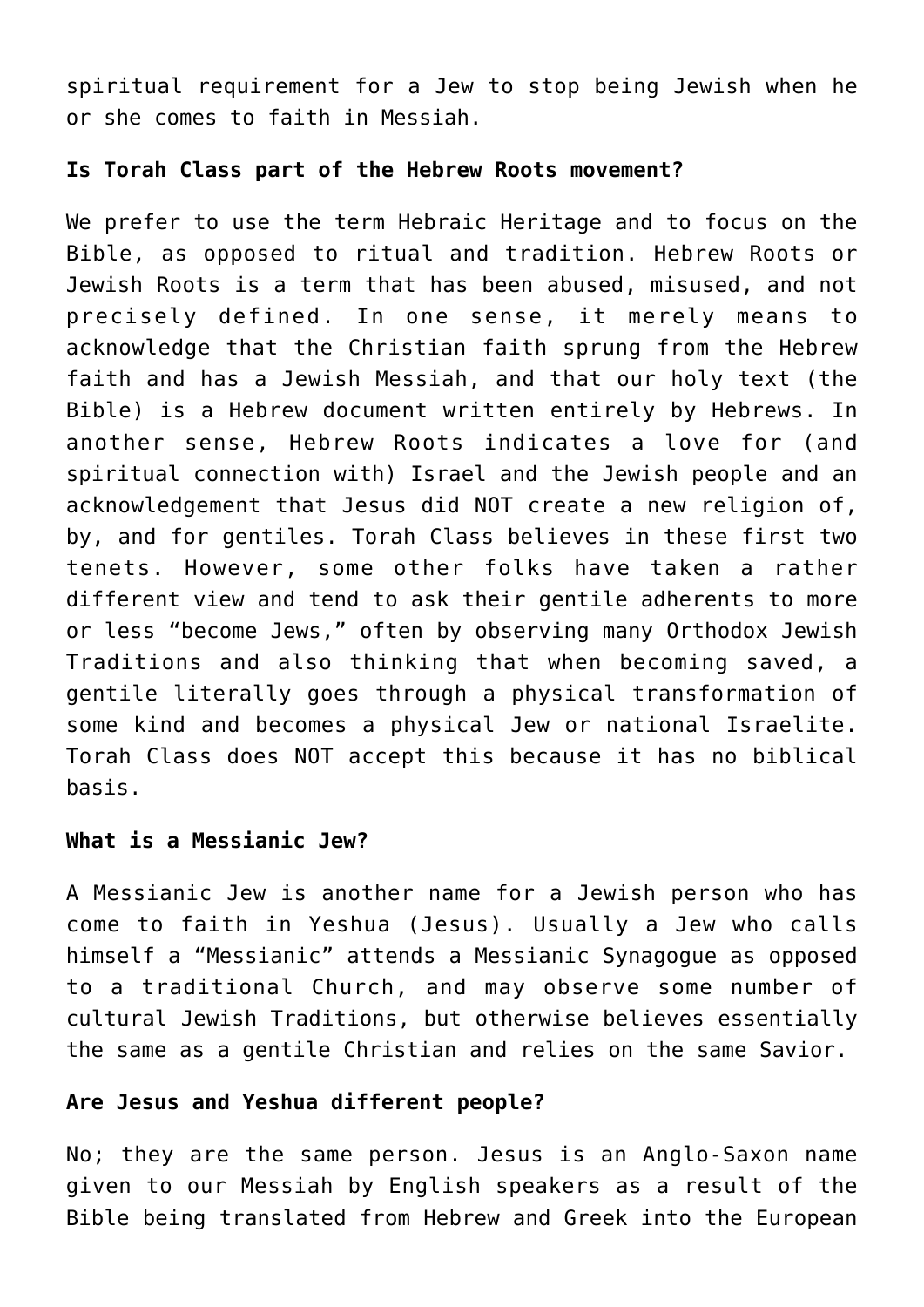spiritual requirement for a Jew to stop being Jewish when he or she comes to faith in Messiah.

**Is Torah Class part of the Hebrew Roots movement?**

We prefer to use the term Hebraic Heritage and to focus on the Bible, as opposed to ritual and tradition. Hebrew Roots or Jewish Roots is a term that has been abused, misused, and not precisely defined. In one sense, it merely means to acknowledge that the Christian faith sprung from the Hebrew faith and has a Jewish Messiah, and that our holy text (the Bible) is a Hebrew document written entirely by Hebrews. In another sense, Hebrew Roots indicates a love for (and spiritual connection with) Israel and the Jewish people and an acknowledgement that Jesus did NOT create a new religion of, by, and for gentiles. Torah Class believes in these first two tenets. However, some other folks have taken a rather different view and tend to ask their gentile adherents to more or less "become Jews," often by observing many Orthodox Jewish Traditions and also thinking that when becoming saved, a gentile literally goes through a physical transformation of some kind and becomes a physical Jew or national Israelite. Torah Class does NOT accept this because it has no biblical basis.

**What is a Messianic Jew?**

A Messianic Jew is another name for a Jewish person who has come to faith in Yeshua (Jesus). Usually a Jew who calls himself a "Messianic" attends a Messianic Synagogue as opposed to a traditional Church, and may observe some number of cultural Jewish Traditions, but otherwise believes essentially the same as a gentile Christian and relies on the same Savior.

**Are Jesus and Yeshua different people?**

No; they are the same person. Jesus is an Anglo-Saxon name given to our Messiah by English speakers as a result of the Bible being translated from Hebrew and Greek into the European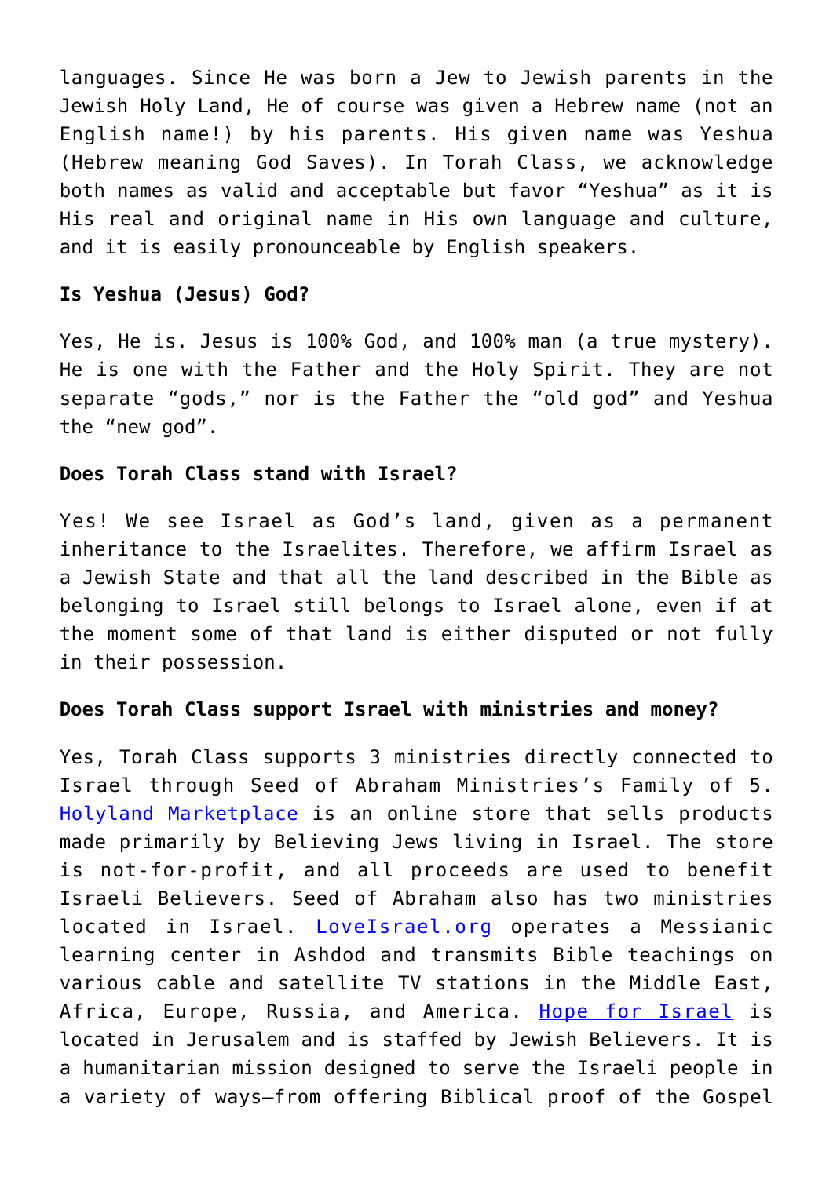languages. Since He was born a Jew to Jewish parents in the Jewish Holy Land, He of course was given a Hebrew name (not an English name!) by his parents. His given name was Yeshua (Hebrew meaning God Saves). In Torah Class, we acknowledge both names as valid and acceptable but favor "Yeshua" as it is His real and original name in His own language and culture, and it is easily pronounceable by English speakers.

**Is Yeshua (Jesus) God?**

Yes, He is. Jesus is 100% God, and 100% man (a true mystery). He is one with the Father and the Holy Spirit. They are not separate "gods," nor is the Father the "old god" and Yeshua the "new god".

**Does Torah Class stand with Israel?**

Yes! We see Israel as God's land, given as a permanent inheritance to the Israelites. Therefore, we affirm Israel as a Jewish State and that all the land described in the Bible as belonging to Israel still belongs to Israel alone, even if at the moment some of that land is either disputed or not fully in their possession.

**Does Torah Class support Israel with ministries and money?**

Yes, Torah Class supports 3 ministries directly connected to Israel through Seed of Abraham Ministries's Family of 5. Holyland Marketplace is an online store that sells products made primarily by Believing Jews living in Israel. The store is not-for-profit, and all proceeds are used to benefit Israeli Believers. Seed of Abraham also has two ministries located in Israel. LoveIsrael.org operates a Messianic learning center in Ashdod and transmits Bible teachings on various cable and satellite TV stations in the Middle East, Africa, Europe, Russia, and America. Hope for Israel is located in Jerusalem and is staffed by Jewish Believers. It is a humanitarian mission designed to serve the Israeli people in a variety of ways—from offering Biblical proof of the Gospel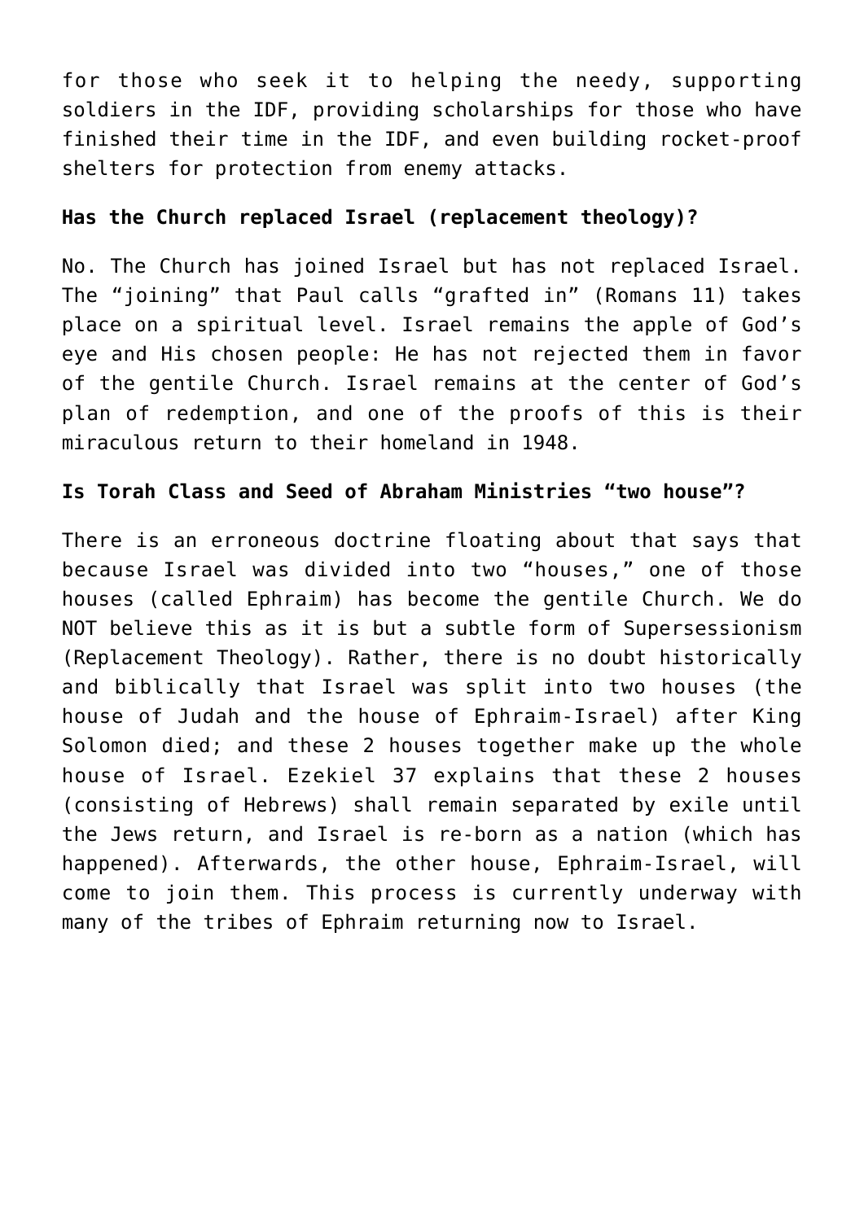for those who seek it to helping the needy, supporting soldiers in the IDF, providing scholarships for those who have finished their time in the IDF, and even building rocket-proof shelters for protection from enemy attacks.

**Has the Church replaced Israel (replacement theology)?**

No. The Church has joined Israel but has not replaced Israel. The "joining" that Paul calls "grafted in" (Romans 11) takes place on a spiritual level. Israel remains the apple of God's eye and His chosen people: He has not rejected them in favor of the gentile Church. Israel remains at the center of God's plan of redemption, and one of the proofs of this is their miraculous return to their homeland in 1948.

**Is Torah Class and Seed of Abraham Ministries "two house"?**

There is an erroneous doctrine floating about that says that because Israel was divided into two "houses," one of those houses (called Ephraim) has become the gentile Church. We do NOT believe this as it is but a subtle form of Supersessionism (Replacement Theology). Rather, there is no doubt historically and biblically that Israel was split into two houses (the house of Judah and the house of Ephraim-Israel) after King Solomon died; and these 2 houses together make up the whole house of Israel. Ezekiel 37 explains that these 2 houses (consisting of Hebrews) shall remain separated by exile until the Jews return, and Israel is re-born as a nation (which has happened). Afterwards, the other house, Ephraim-Israel, will come to join them. This process is currently underway with many of the tribes of Ephraim returning now to Israel.